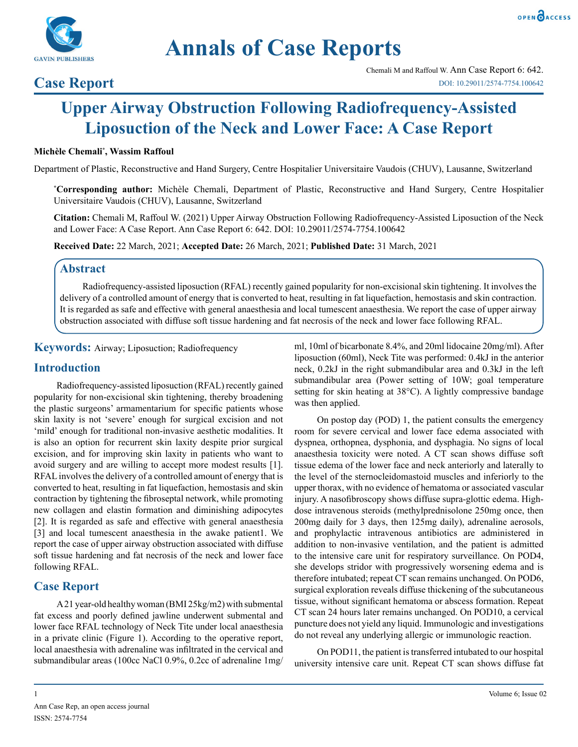# Annals of Case Reports

## Case Report

# Upper Airway Obstruction Following Radiofrequency-Assisted Liposuction of the Neck and Lower Face: A Case Report

**Michèle Chemali[*], Wassim Raffoul**

Department of Plastic, Reconstructive and Hand Surgery, Centre Hospitalier Universitaire Vaudois (CHUV), Lausanne, Switzerland

[*]**Corresponding author:** Michèle Chemali, Department of Plastic, Reconstructive and Hand Surgery, Centre Hospitalier Universitaire Vaudois (CHUV), Lausanne, Switzerland

**Citation:** Chemali M, Raffoul W. (2021) Upper Airway Obstruction Following Radiofrequency-Assisted Liposuction of the Neck and Lower Face: A Case Report. Ann Case Report 6: 642. DOI: 10.29011/2574-7754.100642

**Received Date:** 22 March, 2021; **Accepted Date:** 26 March, 2021; **Published Date:** 31 March, 2021

## Abstract

Radiofrequency-assisted liposuction (RFAL) recently gained popularity for non-excisional skin tightening. It involves the delivery of a controlled amount of energy that is converted to heat, resulting in fat liquefaction, hemostasis and skin contraction. It is regarded as safe and effective with general anaesthesia and local tumescent anaesthesia. We report the case of upper airway obstruction associated with diffuse soft tissue hardening and fat necrosis of the neck and lower face following RFAL.

**Keywords:** Airway; Liposuction; Radiofrequency

## Introduction

Radiofrequency-assisted liposuction (RFAL) recently gained popularity for non-excisional skin tightening, thereby broadening the plastic surgeons' armamentarium for specific patients whose skin laxity is not 'severe' enough for surgical excision and not 'mild' enough for traditional non-invasive aesthetic modalities. It is also an option for recurrent skin laxity despite prior surgical excision, and for improving skin laxity in patients who want to avoid surgery and are willing to accept more modest results [1]. RFAL involves the delivery of a controlled amount of energy that is converted to heat, resulting in fat liquefaction, hemostasis and skin contraction by tightening the fibroseptal network, while promoting new collagen and elastin formation and diminishing adipocytes [2]. It is regarded as safe and effective with general anaesthesia [3] and local tumescent anaesthesia in the awake patient1. We report the case of upper airway obstruction associated with diffuse soft tissue hardening and fat necrosis of the neck and lower face following RFAL.

## Case Report

A 21 year-old healthy woman (BMI 25kg/m2) with submental fat excess and poorly defined jawline underwent submental and lower face RFAL technology of Neck Tite under local anaesthesia in a private clinic (Figure 1). According to the operative report, local anaesthesia with adrenaline was infiltrated in the cervical and submandibular areas (100cc NaCl 0.9%, 0.2cc of adrenaline 1mg/ml, 10ml of bicarbonate 8.4%, and 20ml lidocaine 20mg/ml). After liposuction (60ml), Neck Tite was performed: 0.4kJ in the anterior neck, 0.2kJ in the right submandibular area and 0.3kJ in the left submandibular area (Power setting of 10W; goal temperature setting for skin heating at 38°C). A lightly compressive bandage was then applied.

On postop day (POD) 1, the patient consults the emergency room for severe cervical and lower face edema associated with dyspnea, orthopnea, dysphonia, and dysphagia. No signs of local anaesthesia toxicity were noted. A CT scan shows diffuse soft tissue edema of the lower face and neck anteriorly and laterally to the level of the sternocleidomastoid muscles and inferiorly to the upper thorax, with no evidence of hematoma or associated vascular injury. A nasofibroscopy shows diffuse supra-glottic edema. High-dose intravenous steroids (methylprednisolone 250mg once, then 200mg daily for 3 days, then 125mg daily), adrenaline aerosols, and prophylactic intravenous antibiotics are administered in addition to non-invasive ventilation, and the patient is admitted to the intensive care unit for respiratory surveillance. On POD4, she develops stridor with progressively worsening edema and is therefore intubated; repeat CT scan remains unchanged. On POD6, surgical exploration reveals diffuse thickening of the subcutaneous tissue, without significant hematoma or abscess formation. Repeat CT scan 24 hours later remains unchanged. On POD10, a cervical puncture does not yield any liquid. Immunologic and investigations do not reveal any underlying allergic or immunologic reaction.

On POD11, the patient is transferred intubated to our hospital university intensive care unit. Repeat CT scan shows diffuse fat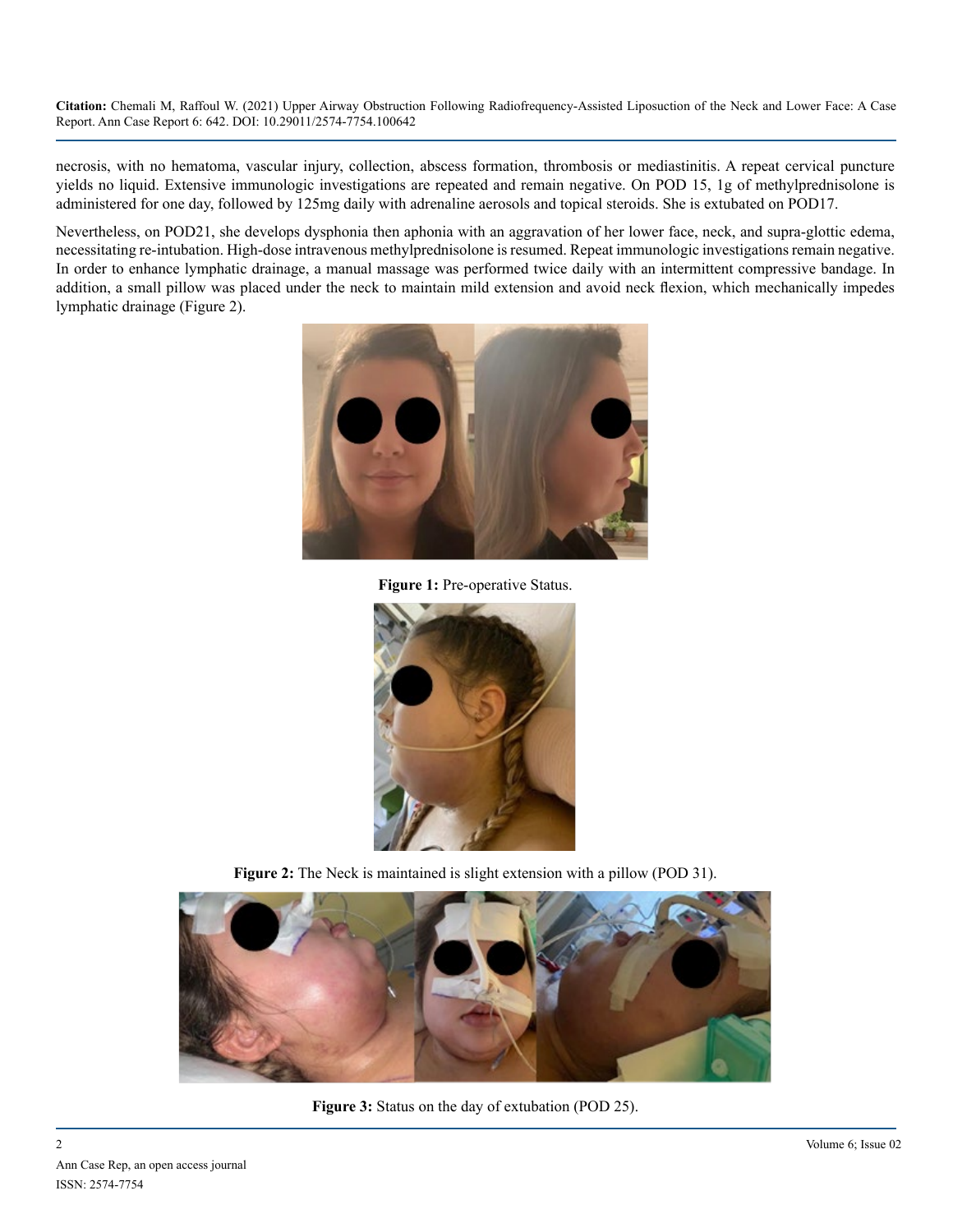necrosis, with no hematoma, vascular injury, collection, abscess formation, thrombosis or mediastinitis. A repeat cervical puncture yields no liquid. Extensive immunologic investigations are repeated and remain negative. On POD 15, 1g of methylprednisolone is administered for one day, followed by 125mg daily with adrenaline aerosols and topical steroids. She is extubated on POD17.

Nevertheless, on POD21, she develops dysphonia then aphonia with an aggravation of her lower face, neck, and supra-glottic edema, necessitating re-intubation. High-dose intravenous methylprednisolone is resumed. Repeat immunologic investigations remain negative. In order to enhance lymphatic drainage, a manual massage was performed twice daily with an intermittent compressive bandage. In addition, a small pillow was placed under the neck to maintain mild extension and avoid neck flexion, which mechanically impedes lymphatic drainage (Figure 2).

**Figure 1:** Pre-operative Status.

**Figure 2:** The Neck is maintained is slight extension with a pillow (POD 31).

**Figure 3:** Status on the day of extubation (POD 25).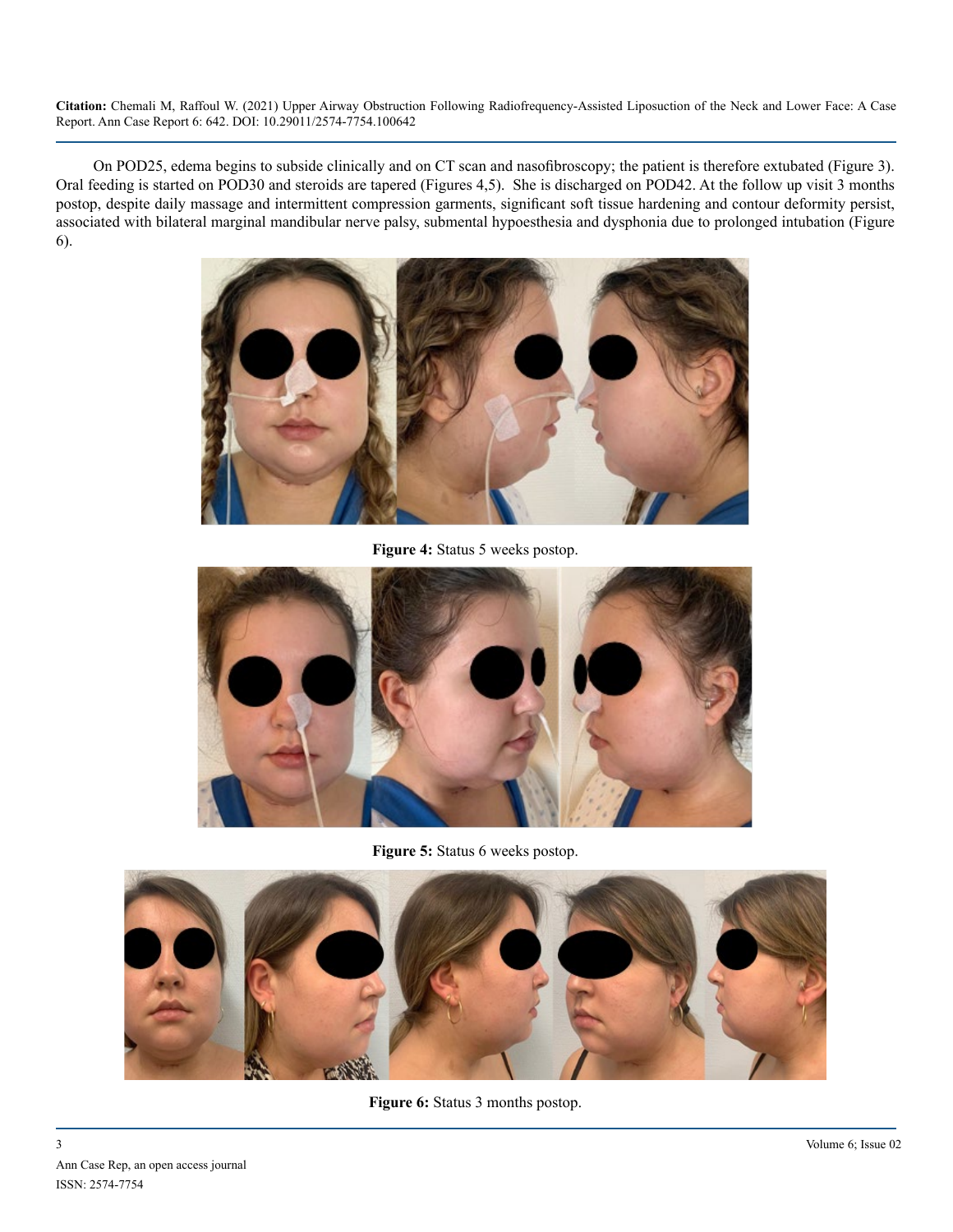On POD25, edema begins to subside clinically and on CT scan and nasofibroscopy; the patient is therefore extubated (Figure 3). Oral feeding is started on POD30 and steroids are tapered (Figures 4,5). She is discharged on POD42. At the follow up visit 3 months postop, despite daily massage and intermittent compression garments, significant soft tissue hardening and contour deformity persist, associated with bilateral marginal mandibular nerve palsy, submental hypoesthesia and dysphonia due to prolonged intubation (Figure 6).

**Figure 4:** Status 5 weeks postop.

**Figure 5:** Status 6 weeks postop.

**Figure 6:** Status 3 months postop.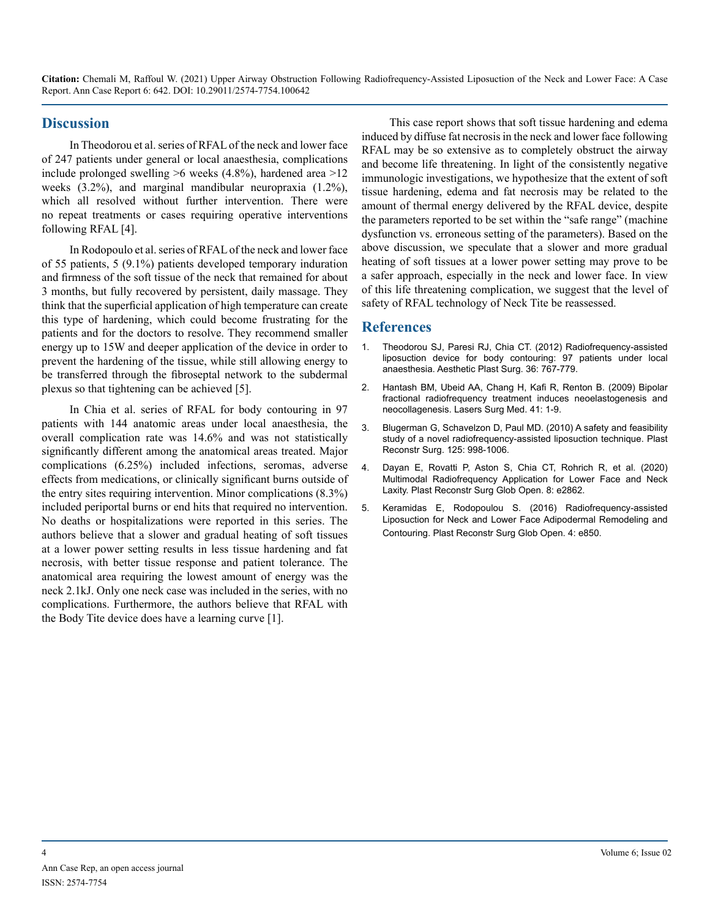## Discussion

In Theodorou et al. series of RFAL of the neck and lower face of 247 patients under general or local anaesthesia, complications include prolonged swelling >6 weeks (4.8%), hardened area >12 weeks (3.2%), and marginal mandibular neuropraxia (1.2%), which all resolved without further intervention. There were no repeat treatments or cases requiring operative interventions following RFAL [4].

In Rodopoulo et al. series of RFAL of the neck and lower face of 55 patients, 5 (9.1%) patients developed temporary induration and firmness of the soft tissue of the neck that remained for about 3 months, but fully recovered by persistent, daily massage. They think that the superficial application of high temperature can create this type of hardening, which could become frustrating for the patients and for the doctors to resolve. They recommend smaller energy up to 15W and deeper application of the device in order to prevent the hardening of the tissue, while still allowing energy to be transferred through the fibroseptal network to the subdermal plexus so that tightening can be achieved [5].

In Chia et al. series of RFAL for body contouring in 97 patients with 144 anatomic areas under local anaesthesia, the overall complication rate was 14.6% and was not statistically significantly different among the anatomical areas treated. Major complications (6.25%) included infections, seromas, adverse effects from medications, or clinically significant burns outside of the entry sites requiring intervention. Minor complications (8.3%) included periportal burns or end hits that required no intervention. No deaths or hospitalizations were reported in this series. The authors believe that a slower and gradual heating of soft tissues at a lower power setting results in less tissue hardening and fat necrosis, with better tissue response and patient tolerance. The anatomical area requiring the lowest amount of energy was the neck 2.1kJ. Only one neck case was included in the series, with no complications. Furthermore, the authors believe that RFAL with the Body Tite device does have a learning curve [1].

This case report shows that soft tissue hardening and edema induced by diffuse fat necrosis in the neck and lower face following RFAL may be so extensive as to completely obstruct the airway and become life threatening. In light of the consistently negative immunologic investigations, we hypothesize that the extent of soft tissue hardening, edema and fat necrosis may be related to the amount of thermal energy delivered by the RFAL device, despite the parameters reported to be set within the "safe range" (machine dysfunction vs. erroneous setting of the parameters). Based on the above discussion, we speculate that a slower and more gradual heating of soft tissues at a lower power setting may prove to be a safer approach, especially in the neck and lower face. In view of this life threatening complication, we suggest that the level of safety of RFAL technology of Neck Tite be reassessed.

## References

1. Theodorou SJ, Paresi RJ, Chia CT. (2012) Radiofrequency-assisted liposuction device for body contouring: 97 patients under local anaesthesia. Aesthetic Plast Surg. 36: 767-779.
2. Hantash BM, Ubeid AA, Chang H, Kafi R, Renton B. (2009) Bipolar fractional radiofrequency treatment induces neoelastogenesis and neocollagenesis. Lasers Surg Med. 41: 1-9.
3. Blugerman G, Schavelzon D, Paul MD. (2010) A safety and feasibility study of a novel radiofrequency-assisted liposuction technique. Plast Reconstr Surg. 125: 998-1006.
4. Dayan E, Rovatti P, Aston S, Chia CT, Rohrich R, et al. (2020) Multimodal Radiofrequency Application for Lower Face and Neck Laxity. Plast Reconstr Surg Glob Open. 8: e2862.
5. Keramidas E, Rodopoulou S. (2016) Radiofrequency-assisted Liposuction for Neck and Lower Face Adipodermal Remodeling and Contouring. Plast Reconstr Surg Glob Open. 4: e850.